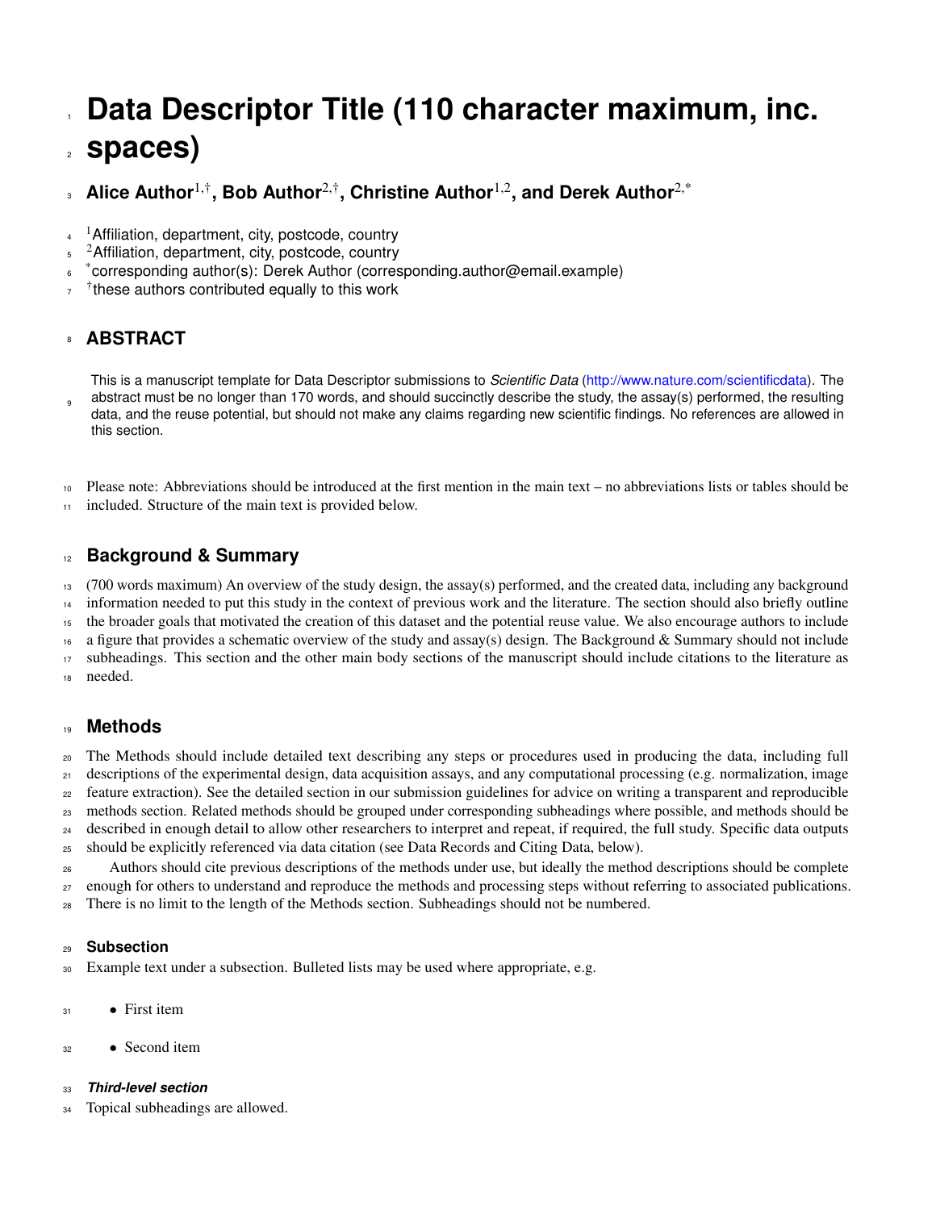# Data Descriptor Title (110 character maximum, inc. spaces)

**Alice Author[1,†], Bob Author[2,†], Christine Author[1,2], and Derek Author[2,*]**

[1]Affiliation, department, city, postcode, country
[2]Affiliation, department, city, postcode, country
[*]corresponding author(s): Derek Author (corresponding.author@email.example)
[†]these authors contributed equally to this work

## ABSTRACT

This is a manuscript template for Data Descriptor submissions to *Scientific Data* (http://www.nature.com/scientificdata). The abstract must be no longer than 170 words, and should succinctly describe the study, the assay(s) performed, the resulting data, and the reuse potential, but should not make any claims regarding new scientific findings. No references are allowed in this section.

Please note: Abbreviations should be introduced at the first mention in the main text – no abbreviations lists or tables should be included. Structure of the main text is provided below.

## Background & Summary

(700 words maximum) An overview of the study design, the assay(s) performed, and the created data, including any background information needed to put this study in the context of previous work and the literature. The section should also briefly outline the broader goals that motivated the creation of this dataset and the potential reuse value. We also encourage authors to include a figure that provides a schematic overview of the study and assay(s) design. The Background & Summary should not include subheadings. This section and the other main body sections of the manuscript should include citations to the literature as needed.

## Methods

The Methods should include detailed text describing any steps or procedures used in producing the data, including full descriptions of the experimental design, data acquisition assays, and any computational processing (e.g. normalization, image feature extraction). See the detailed section in our submission guidelines for advice on writing a transparent and reproducible methods section. Related methods should be grouped under corresponding subheadings where possible, and methods should be described in enough detail to allow other researchers to interpret and repeat, if required, the full study. Specific data outputs should be explicitly referenced via data citation (see Data Records and Citing Data, below).

Authors should cite previous descriptions of the methods under use, but ideally the method descriptions should be complete enough for others to understand and reproduce the methods and processing steps without referring to associated publications. There is no limit to the length of the Methods section. Subheadings should not be numbered.

### Subsection

Example text under a subsection. Bulleted lists may be used where appropriate, e.g.

- First item
- Second item

#### *Third-level section*

Topical subheadings are allowed.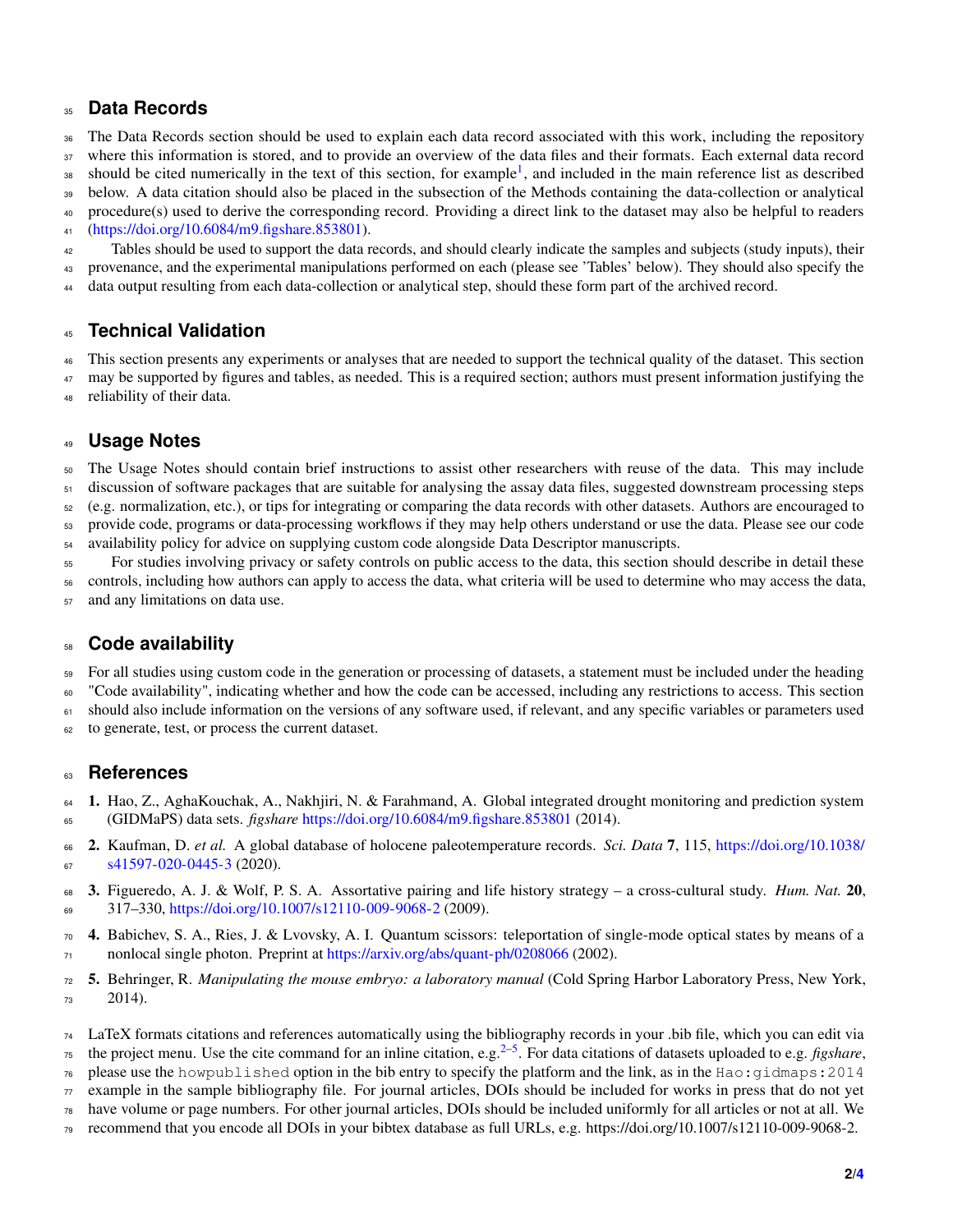## Data Records

The Data Records section should be used to explain each data record associated with this work, including the repository where this information is stored, and to provide an overview of the data files and their formats. Each external data record should be cited numerically in the text of this section, for example[1], and included in the main reference list as described below. A data citation should also be placed in the subsection of the Methods containing the data-collection or analytical procedure(s) used to derive the corresponding record. Providing a direct link to the dataset may also be helpful to readers (https://doi.org/10.6084/m9.figshare.853801).

Tables should be used to support the data records, and should clearly indicate the samples and subjects (study inputs), their provenance, and the experimental manipulations performed on each (please see 'Tables' below). They should also specify the data output resulting from each data-collection or analytical step, should these form part of the archived record.

## Technical Validation

This section presents any experiments or analyses that are needed to support the technical quality of the dataset. This section may be supported by figures and tables, as needed. This is a required section; authors must present information justifying the reliability of their data.

## Usage Notes

The Usage Notes should contain brief instructions to assist other researchers with reuse of the data. This may include discussion of software packages that are suitable for analysing the assay data files, suggested downstream processing steps (e.g. normalization, etc.), or tips for integrating or comparing the data records with other datasets. Authors are encouraged to provide code, programs or data-processing workflows if they may help others understand or use the data. Please see our code availability policy for advice on supplying custom code alongside Data Descriptor manuscripts.

For studies involving privacy or safety controls on public access to the data, this section should describe in detail these controls, including how authors can apply to access the data, what criteria will be used to determine who may access the data, and any limitations on data use.

## Code availability

For all studies using custom code in the generation or processing of datasets, a statement must be included under the heading "Code availability", indicating whether and how the code can be accessed, including any restrictions to access. This section should also include information on the versions of any software used, if relevant, and any specific variables or parameters used to generate, test, or process the current dataset.

## References

1. Hao, Z., AghaKouchak, A., Nakhjiri, N. & Farahmand, A. Global integrated drought monitoring and prediction system (GIDMaPS) data sets. *figshare* https://doi.org/10.6084/m9.figshare.853801 (2014).
2. Kaufman, D. *et al.* A global database of holocene paleotemperature records. *Sci. Data* **7**, 115, https://doi.org/10.1038/s41597-020-0445-3 (2020).
3. Figueredo, A. J. & Wolf, P. S. A. Assortative pairing and life history strategy – a cross-cultural study. *Hum. Nat.* **20**, 317–330, https://doi.org/10.1007/s12110-009-9068-2 (2009).
4. Babichev, S. A., Ries, J. & Lvovsky, A. I. Quantum scissors: teleportation of single-mode optical states by means of a nonlocal single photon. Preprint at https://arxiv.org/abs/quant-ph/0208066 (2002).
5. Behringer, R. *Manipulating the mouse embryo: a laboratory manual* (Cold Spring Harbor Laboratory Press, New York, 2014).

LaTeX formats citations and references automatically using the bibliography records in your .bib file, which you can edit via the project menu. Use the cite command for an inline citation, e.g.[2–5]. For data citations of datasets uploaded to e.g. *figshare*, please use the `howpublished` option in the bib entry to specify the platform and the link, as in the `Hao:gidmaps:2014` example in the sample bibliography file. For journal articles, DOIs should be included for works in press that do not yet have volume or page numbers. For other journal articles, DOIs should be included uniformly for all articles or not at all. We recommend that you encode all DOIs in your bibtex database as full URLs, e.g. https://doi.org/10.1007/s12110-009-9068-2.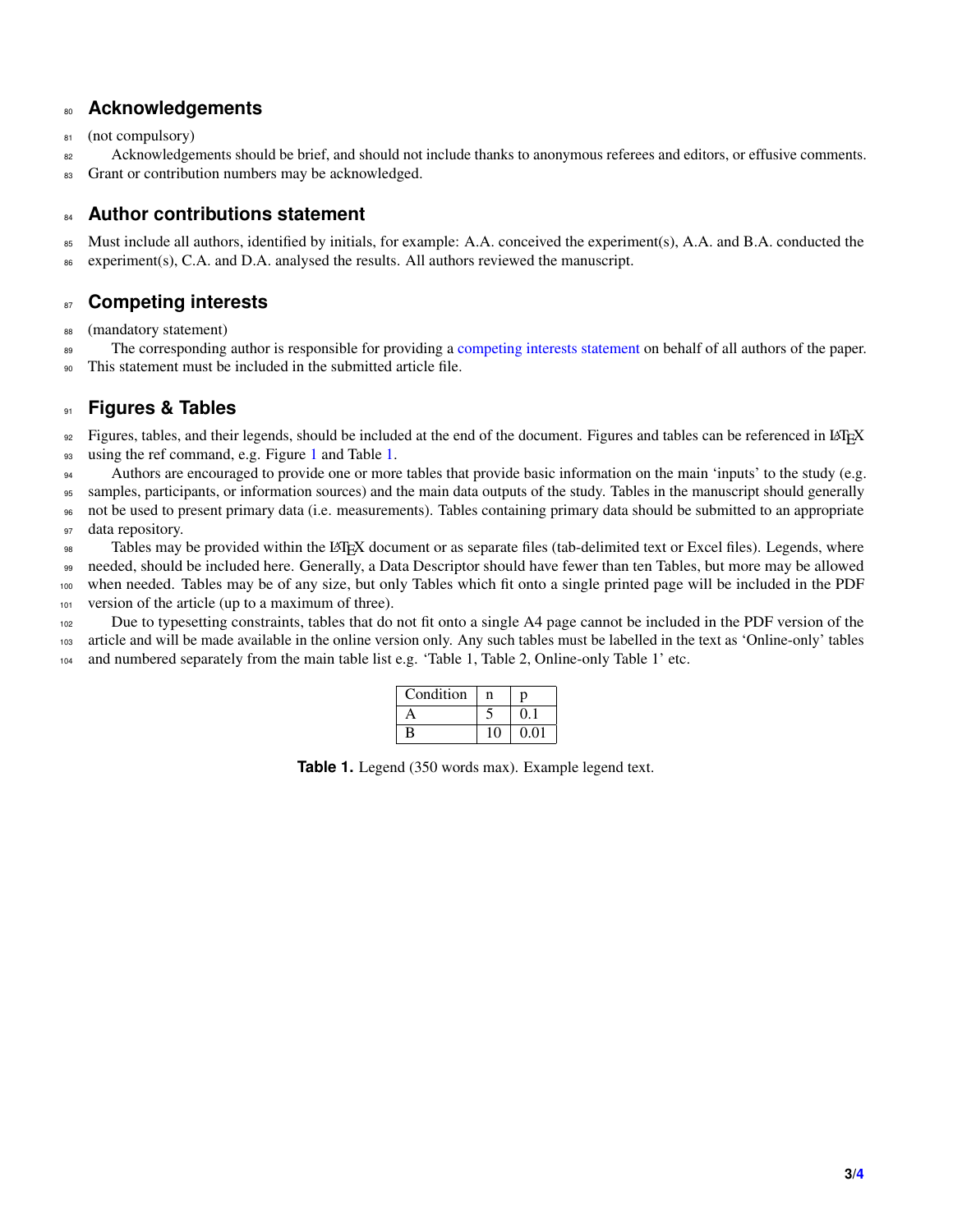## Acknowledgements

(not compulsory)

Acknowledgements should be brief, and should not include thanks to anonymous referees and editors, or effusive comments. Grant or contribution numbers may be acknowledged.

## Author contributions statement

Must include all authors, identified by initials, for example: A.A. conceived the experiment(s), A.A. and B.A. conducted the experiment(s), C.A. and D.A. analysed the results. All authors reviewed the manuscript.

## Competing interests

(mandatory statement)

The corresponding author is responsible for providing a competing interests statement on behalf of all authors of the paper. This statement must be included in the submitted article file.

## Figures & Tables

Figures, tables, and their legends, should be included at the end of the document. Figures and tables can be referenced in LaTeX using the ref command, e.g. Figure 1 and Table 1.

Authors are encouraged to provide one or more tables that provide basic information on the main 'inputs' to the study (e.g. samples, participants, or information sources) and the main data outputs of the study. Tables in the manuscript should generally not be used to present primary data (i.e. measurements). Tables containing primary data should be submitted to an appropriate data repository.

Tables may be provided within the LaTeX document or as separate files (tab-delimited text or Excel files). Legends, where needed, should be included here. Generally, a Data Descriptor should have fewer than ten Tables, but more may be allowed when needed. Tables may be of any size, but only Tables which fit onto a single printed page will be included in the PDF version of the article (up to a maximum of three).

Due to typesetting constraints, tables that do not fit onto a single A4 page cannot be included in the PDF version of the article and will be made available in the online version only. Any such tables must be labelled in the text as 'Online-only' tables and numbered separately from the main table list e.g. 'Table 1, Table 2, Online-only Table 1' etc.

| Condition | n | p |
|---|---|---|
| A | 5 | 0.1 |
| B | 10 | 0.01 |

**Table 1.** Legend (350 words max). Example legend text.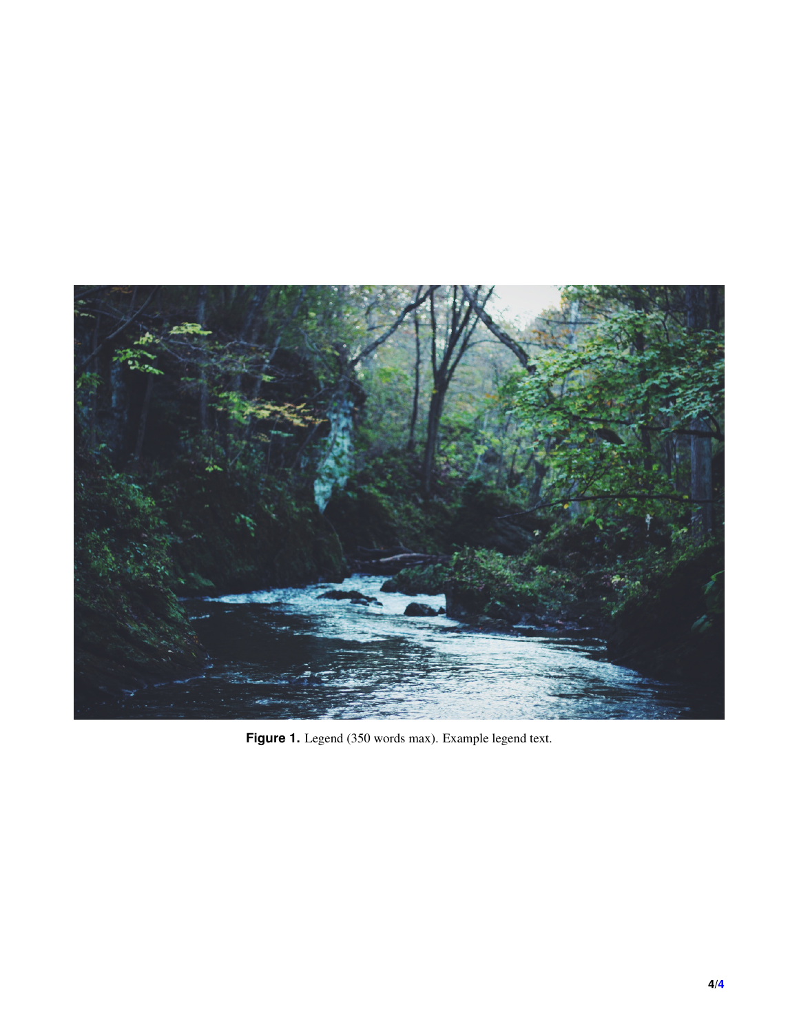**Figure 1.** Legend (350 words max). Example legend text.